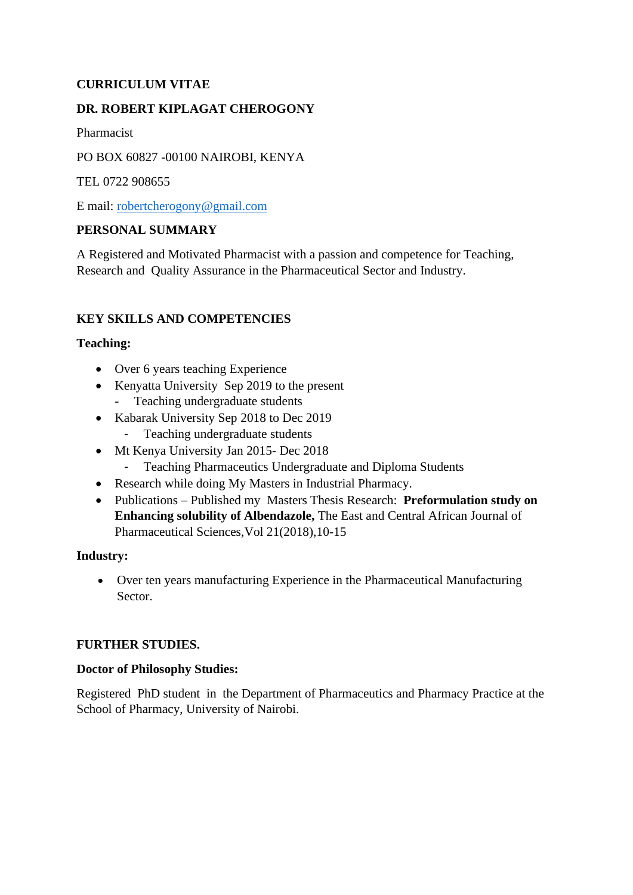**CURRICULUM VITAE**

**DR. ROBERT KIPLAGAT CHEROGONY**

Pharmacist

PO BOX 60827 -00100 NAIROBI, KENYA

TEL 0722 908655

E mail: robertcherogony@gmail.com

**PERSONAL SUMMARY**

A Registered and Motivated Pharmacist with a passion and competence for Teaching, Research and Quality Assurance in the Pharmaceutical Sector and Industry.

**KEY SKILLS AND COMPETENCIES**

**Teaching:**

- Over 6 years teaching Experience
- Kenyatta University Sep 2019 to the present
  - Teaching undergraduate students
- Kabarak University Sep 2018 to Dec 2019
  - Teaching undergraduate students
- Mt Kenya University Jan 2015- Dec 2018
  - Teaching Pharmaceutics Undergraduate and Diploma Students
- Research while doing My Masters in Industrial Pharmacy.
- Publications – Published my Masters Thesis Research: **Preformulation study on Enhancing solubility of Albendazole,** The East and Central African Journal of Pharmaceutical Sciences,Vol 21(2018),10-15

**Industry:**

- Over ten years manufacturing Experience in the Pharmaceutical Manufacturing Sector.

**FURTHER STUDIES.**

**Doctor of Philosophy Studies:**

Registered PhD student in the Department of Pharmaceutics and Pharmacy Practice at the School of Pharmacy, University of Nairobi.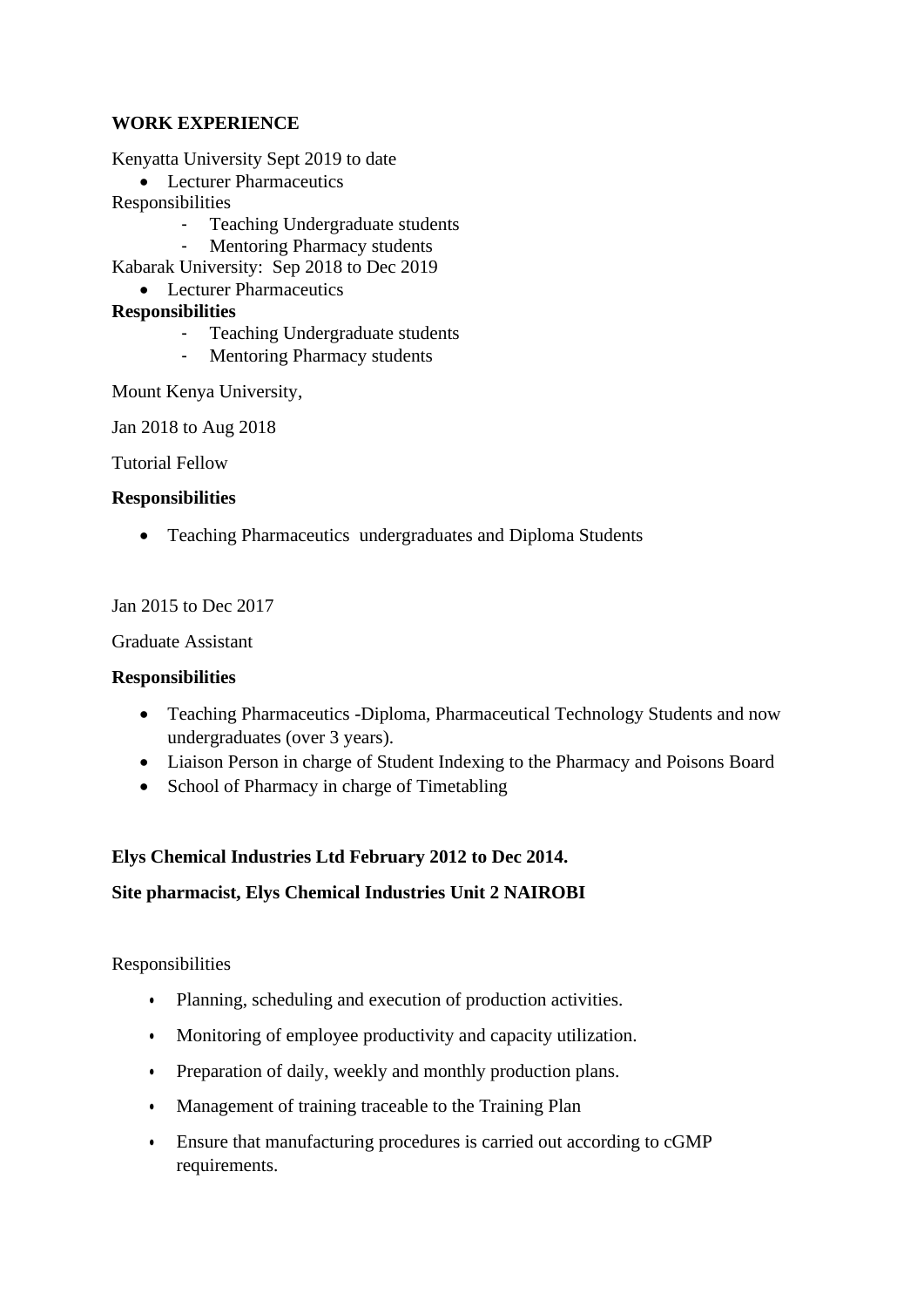**WORK EXPERIENCE**

Kenyatta University Sept 2019 to date

- Lecturer Pharmaceutics

Responsibilities

- Teaching Undergraduate students
- Mentoring Pharmacy students

Kabarak University: Sep 2018 to Dec 2019

- Lecturer Pharmaceutics

**Responsibilities**

- Teaching Undergraduate students
- Mentoring Pharmacy students

Mount Kenya University,

Jan 2018 to Aug 2018

Tutorial Fellow

**Responsibilities**

- Teaching Pharmaceutics undergraduates and Diploma Students

Jan 2015 to Dec 2017

Graduate Assistant

**Responsibilities**

- Teaching Pharmaceutics -Diploma, Pharmaceutical Technology Students and now undergraduates (over 3 years).
- Liaison Person in charge of Student Indexing to the Pharmacy and Poisons Board
- School of Pharmacy in charge of Timetabling

**Elys Chemical Industries Ltd February 2012 to Dec 2014.**

**Site pharmacist, Elys Chemical Industries Unit 2 NAIROBI**

Responsibilities

- Planning, scheduling and execution of production activities.
- Monitoring of employee productivity and capacity utilization.
- Preparation of daily, weekly and monthly production plans.
- Management of training traceable to the Training Plan
- Ensure that manufacturing procedures is carried out according to cGMP requirements.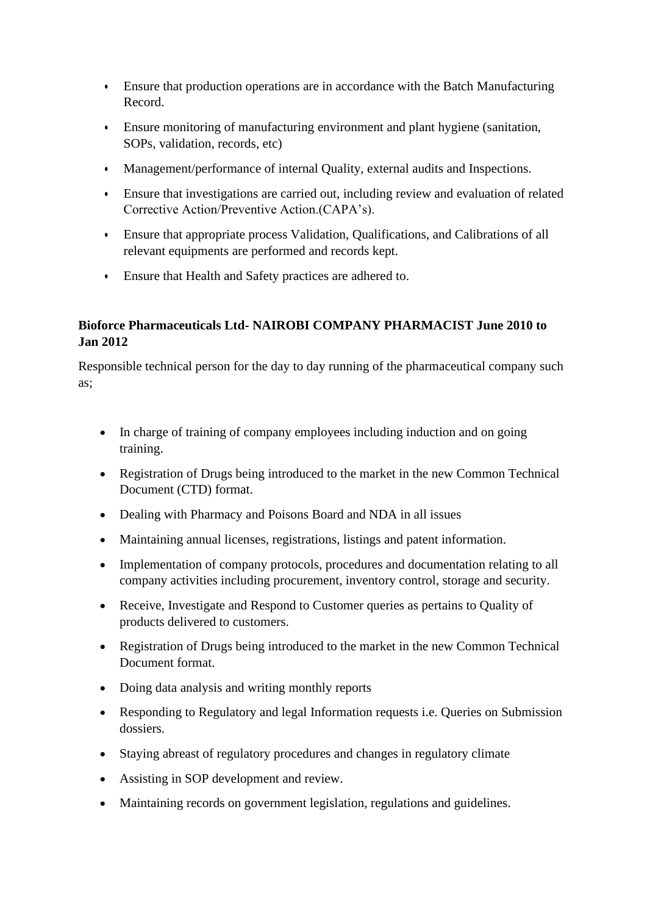- Ensure that production operations are in accordance with the Batch Manufacturing Record.
- Ensure monitoring of manufacturing environment and plant hygiene (sanitation, SOPs, validation, records, etc)
- Management/performance of internal Quality, external audits and Inspections.
- Ensure that investigations are carried out, including review and evaluation of related Corrective Action/Preventive Action.(CAPA's).
- Ensure that appropriate process Validation, Qualifications, and Calibrations of all relevant equipments are performed and records kept.
- Ensure that Health and Safety practices are adhered to.

**Bioforce Pharmaceuticals Ltd- NAIROBI COMPANY PHARMACIST June 2010 to Jan 2012**

Responsible technical person for the day to day running of the pharmaceutical company such as;

- In charge of training of company employees including induction and on going training.
- Registration of Drugs being introduced to the market in the new Common Technical Document (CTD) format.
- Dealing with Pharmacy and Poisons Board and NDA in all issues
- Maintaining annual licenses, registrations, listings and patent information.
- Implementation of company protocols, procedures and documentation relating to all company activities including procurement, inventory control, storage and security.
- Receive, Investigate and Respond to Customer queries as pertains to Quality of products delivered to customers.
- Registration of Drugs being introduced to the market in the new Common Technical Document format.
- Doing data analysis and writing monthly reports
- Responding to Regulatory and legal Information requests i.e. Queries on Submission dossiers.
- Staying abreast of regulatory procedures and changes in regulatory climate
- Assisting in SOP development and review.
- Maintaining records on government legislation, regulations and guidelines.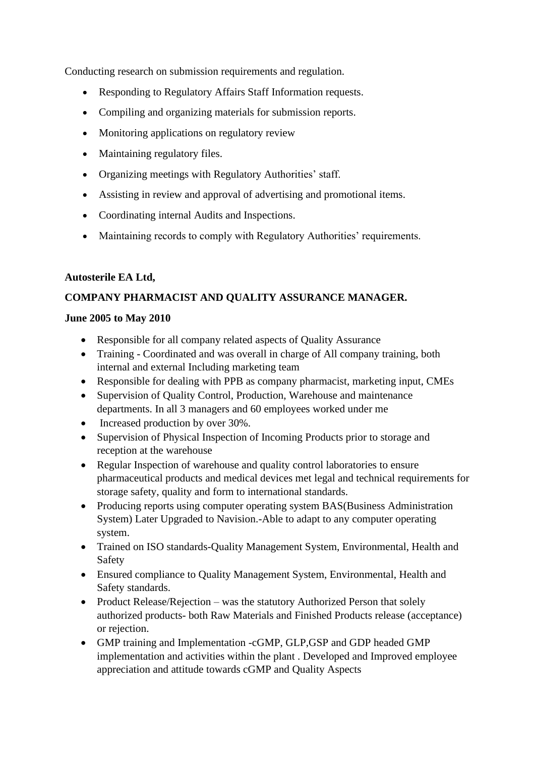Conducting research on submission requirements and regulation.

- Responding to Regulatory Affairs Staff Information requests.
- Compiling and organizing materials for submission reports.
- Monitoring applications on regulatory review
- Maintaining regulatory files.
- Organizing meetings with Regulatory Authorities' staff.
- Assisting in review and approval of advertising and promotional items.
- Coordinating internal Audits and Inspections.
- Maintaining records to comply with Regulatory Authorities' requirements.

**Autosterile EA Ltd,**

**COMPANY PHARMACIST AND QUALITY ASSURANCE MANAGER.**

**June 2005 to May 2010**

- Responsible for all company related aspects of Quality Assurance
- Training - Coordinated and was overall in charge of All company training, both internal and external Including marketing team
- Responsible for dealing with PPB as company pharmacist, marketing input, CMEs
- Supervision of Quality Control, Production, Warehouse and maintenance departments. In all 3 managers and 60 employees worked under me
- Increased production by over 30%.
- Supervision of Physical Inspection of Incoming Products prior to storage and reception at the warehouse
- Regular Inspection of warehouse and quality control laboratories to ensure pharmaceutical products and medical devices met legal and technical requirements for storage safety, quality and form to international standards.
- Producing reports using computer operating system BAS(Business Administration System) Later Upgraded to Navision.-Able to adapt to any computer operating system.
- Trained on ISO standards-Quality Management System, Environmental, Health and Safety
- Ensured compliance to Quality Management System, Environmental, Health and Safety standards.
- Product Release/Rejection – was the statutory Authorized Person that solely authorized products- both Raw Materials and Finished Products release (acceptance) or rejection.
- GMP training and Implementation -cGMP, GLP,GSP and GDP headed GMP implementation and activities within the plant . Developed and Improved employee appreciation and attitude towards cGMP and Quality Aspects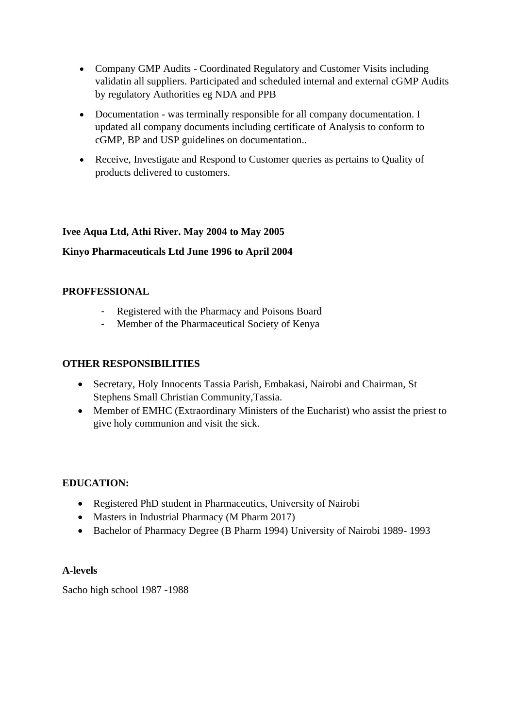- Company GMP Audits - Coordinated Regulatory and Customer Visits including validatin all suppliers. Participated and scheduled internal and external cGMP Audits by regulatory Authorities eg NDA and PPB
- Documentation - was terminally responsible for all company documentation. I updated all company documents including certificate of Analysis to conform to cGMP, BP and USP guidelines on documentation..
- Receive, Investigate and Respond to Customer queries as pertains to Quality of products delivered to customers.

**Ivee Aqua Ltd, Athi River. May 2004 to May 2005**

**Kinyo Pharmaceuticals Ltd June 1996 to April 2004**

**PROFFESSIONAL**

- Registered with the Pharmacy and Poisons Board
- Member of the Pharmaceutical Society of Kenya

**OTHER RESPONSIBILITIES**

- Secretary, Holy Innocents Tassia Parish, Embakasi, Nairobi and Chairman, St Stephens Small Christian Community,Tassia.
- Member of EMHC (Extraordinary Ministers of the Eucharist) who assist the priest to give holy communion and visit the sick.

**EDUCATION:**

- Registered PhD student in Pharmaceutics, University of Nairobi
- Masters in Industrial Pharmacy (M Pharm 2017)
- Bachelor of Pharmacy Degree (B Pharm 1994) University of Nairobi 1989- 1993

**A-levels**

Sacho high school 1987 -1988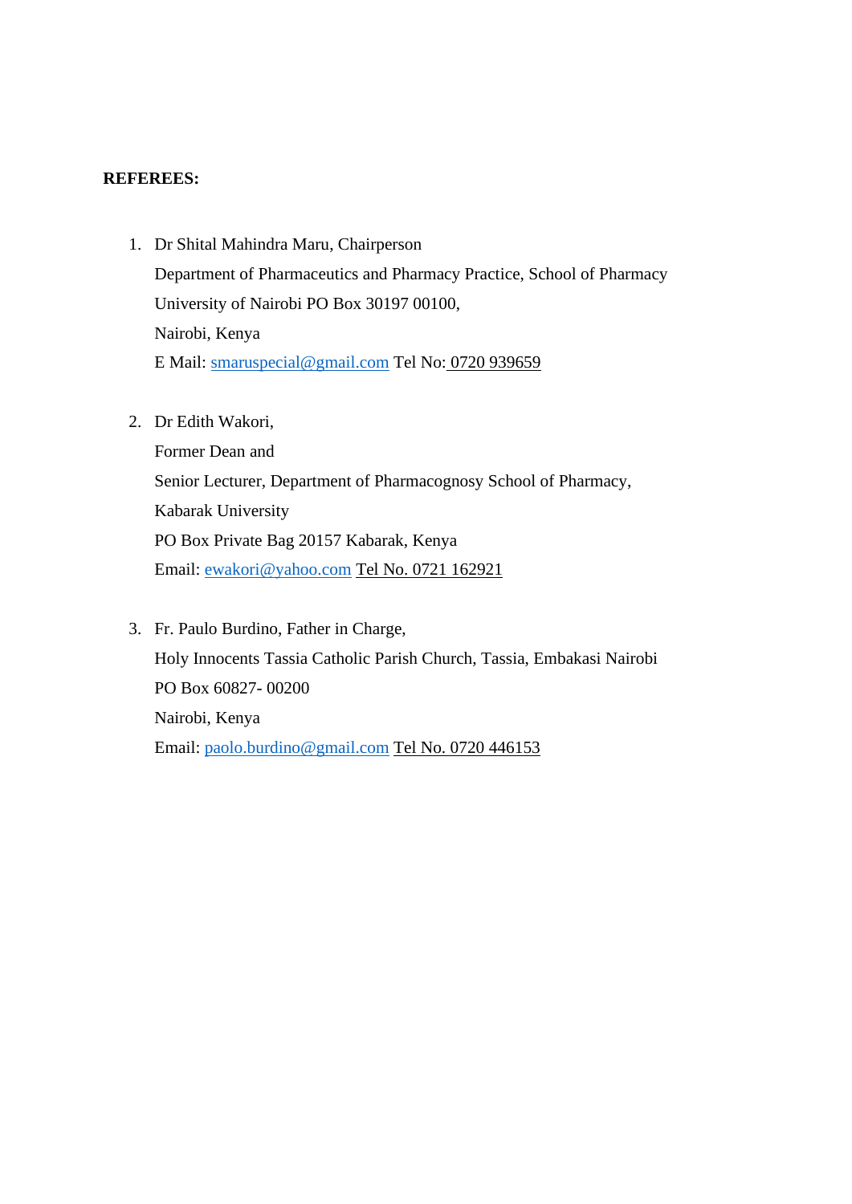**REFEREES:**

1. Dr Shital Mahindra Maru, Chairperson
   Department of Pharmaceutics and Pharmacy Practice, School of Pharmacy
   University of Nairobi PO Box 30197 00100,
   Nairobi, Kenya
   E Mail: smaruspecial@gmail.com Tel No: 0720 939659

2. Dr Edith Wakori,
   Former Dean and
   Senior Lecturer, Department of Pharmacognosy School of Pharmacy,
   Kabarak University
   PO Box Private Bag 20157 Kabarak, Kenya
   Email: ewakori@yahoo.com Tel No. 0721 162921

3. Fr. Paulo Burdino, Father in Charge,
   Holy Innocents Tassia Catholic Parish Church, Tassia, Embakasi Nairobi
   PO Box 60827- 00200
   Nairobi, Kenya
   Email: paolo.burdino@gmail.com Tel No. 0720 446153